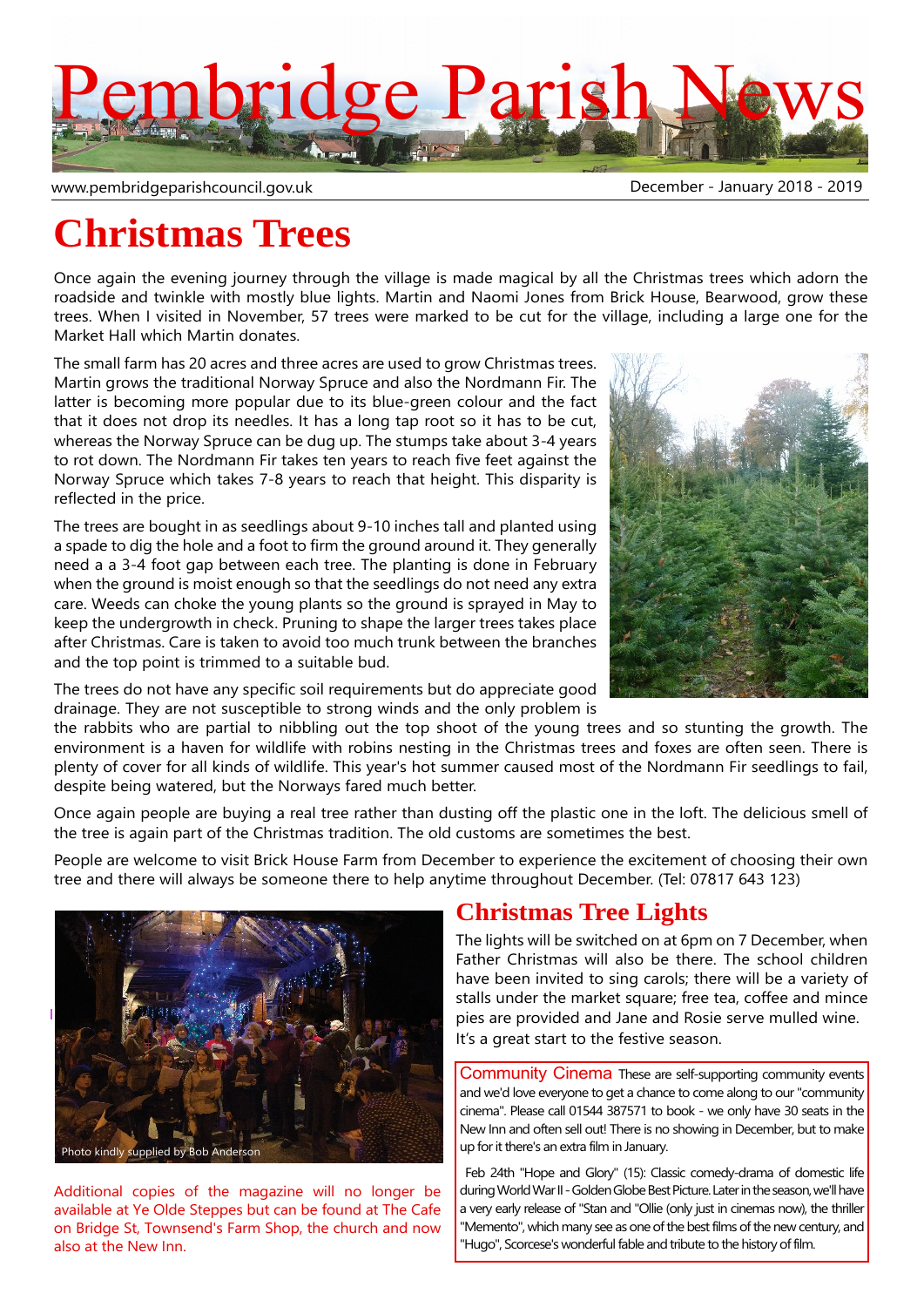# Pembridge Parish News

www.pembridgeparishcouncil.gov.uk

December - January 2018 - 2019

## Christmas Trees

Once again the evening journey through the village is made magical by all the Christmas trees which adorn the roadside and twinkle with mostly blue lights. Martin and Naomi Jones from Brick House, Bearwood, grow these trees. When I visited in November, 57 trees were marked to be cut for the village, including a large one for the Market Hall which Martin donates.

The small farm has 20 acres and three acres are used to grow Christmas trees. Martin grows the traditional Norway Spruce and also the Nordmann Fir. The latter is becoming more popular due to its blue-green colour and the fact that it does not drop its needles. It has a long tap root so it has to be cut, whereas the Norway Spruce can be dug up. The stumps take about 3-4 years to rot down. The Nordmann Fir takes ten years to reach five feet against the Norway Spruce which takes 7-8 years to reach that height. This disparity is reflected in the price.

The trees are bought in as seedlings about 9-10 inches tall and planted using a spade to dig the hole and a foot to firm the ground around it. They generally need a a 3-4 foot gap between each tree. The planting is done in February when the ground is moist enough so that the seedlings do not need any extra care. Weeds can choke the young plants so the ground is sprayed in May to keep the undergrowth in check. Pruning to shape the larger trees takes place after Christmas. Care is taken to avoid too much trunk between the branches and the top point is trimmed to a suitable bud.

The trees do not have any specific soil requirements but do appreciate good drainage. They are not susceptible to strong winds and the only problem is the rabbits who are partial to nibbling out the top shoot of the young trees and so stunting the growth. The environment is a haven for wildlife with robins nesting in the Christmas trees and foxes are often seen. There is plenty of cover for all kinds of wildlife. This year's hot summer caused most of the Nordmann Fir seedlings to fail, despite being watered, but the Norways fared much better.

Once again people are buying a real tree rather than dusting off the plastic one in the loft. The delicious smell of the tree is again part of the Christmas tradition. The old customs are sometimes the best.

People are welcome to visit Brick House Farm from December to experience the excitement of choosing their own tree and there will always be someone there to help anytime throughout December. (Tel: 07817 643 123)

Photo kindly supplied by Bob Anderson

Additional copies of the magazine will no longer be available at Ye Olde Steppes but can be found at The Cafe on Bridge St, Townsend's Farm Shop, the church and now also at the New Inn.

## Christmas Tree Lights

The lights will be switched on at 6pm on 7 December, when Father Christmas will also be there. The school children have been invited to sing carols; there will be a variety of stalls under the market square; free tea, coffee and mince pies are provided and Jane and Rosie serve mulled wine. It's a great start to the festive season.

**Community Cinema** These are self-supporting community events and we'd love everyone to get a chance to come along to our "community cinema". Please call 01544 387571 to book - we only have 30 seats in the New Inn and often sell out! There is no showing in December, but to make up for it there's an extra film in January.

Feb 24th "Hope and Glory" (15): Classic comedy-drama of domestic life during World War II - Golden Globe Best Picture. Later in the season, we'll have a very early release of "Stan and "Ollie (only just in cinemas now), the thriller "Memento", which many see as one of the best films of the new century, and "Hugo", Scorcese's wonderful fable and tribute to the history of film.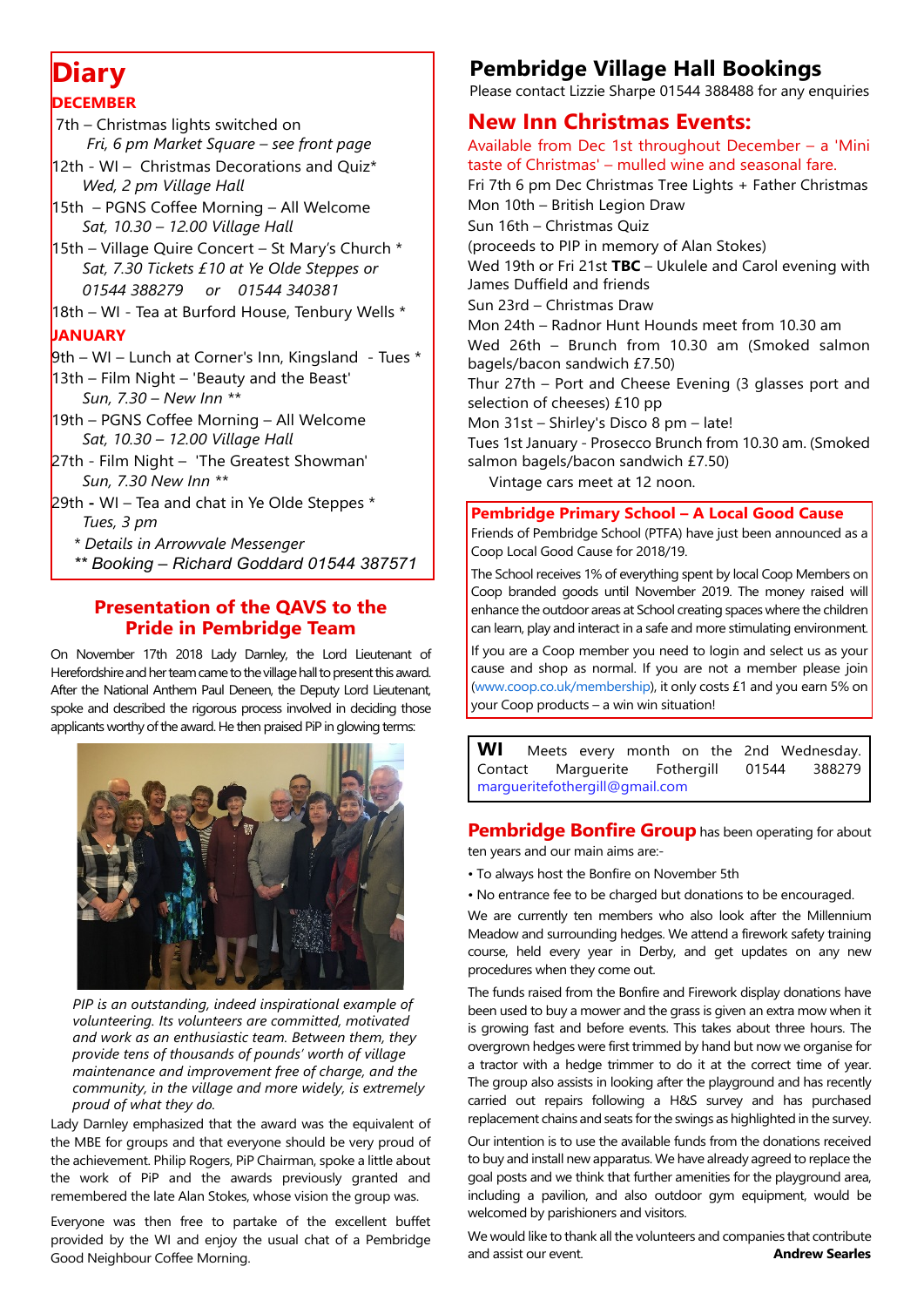# Diary

**DECEMBER**

7th – Christmas lights switched on
*Fri, 6 pm Market Square – see front page*

12th - WI – Christmas Decorations and Quiz*
*Wed, 2 pm Village Hall*

15th – PGNS Coffee Morning – All Welcome
*Sat, 10.30 – 12.00 Village Hall*

15th – Village Quire Concert – St Mary's Church *
*Sat, 7.30 Tickets £10 at Ye Olde Steppes or 01544 388279 or 01544 340381*

18th – WI - Tea at Burford House, Tenbury Wells *

**JANUARY**

9th – WI – Lunch at Corner's Inn, Kingsland - Tues *

13th – Film Night – 'Beauty and the Beast'
*Sun, 7.30 – New Inn ***

19th – PGNS Coffee Morning – All Welcome
*Sat, 10.30 – 12.00 Village Hall*

27th - Film Night – 'The Greatest Showman'
*Sun, 7.30 New Inn ***

29th - WI – Tea and chat in Ye Olde Steppes *
*Tues, 3 pm*

*\* Details in Arrowvale Messenger*
*\*\* Booking – Richard Goddard 01544 387571*

## Presentation of the QAVS to the Pride in Pembridge Team

On November 17th 2018 Lady Darnley, the Lord Lieutenant of Herefordshire and her team came to the village hall to present this award. After the National Anthem Paul Deneen, the Deputy Lord Lieutenant, spoke and described the rigorous process involved in deciding those applicants worthy of the award. He then praised PiP in glowing terms:

*PIP is an outstanding, indeed inspirational example of volunteering. Its volunteers are committed, motivated and work as an enthusiastic team. Between them, they provide tens of thousands of pounds' worth of village maintenance and improvement free of charge, and the community, in the village and more widely, is extremely proud of what they do.*

Lady Darnley emphasized that the award was the equivalent of the MBE for groups and that everyone should be very proud of the achievement. Philip Rogers, PiP Chairman, spoke a little about the work of PiP and the awards previously granted and remembered the late Alan Stokes, whose vision the group was.

Everyone was then free to partake of the excellent buffet provided by the WI and enjoy the usual chat of a Pembridge Good Neighbour Coffee Morning.

## Pembridge Village Hall Bookings

Please contact Lizzie Sharpe 01544 388488 for any enquiries

## New Inn Christmas Events:

Available from Dec 1st throughout December – a 'Mini taste of Christmas' – mulled wine and seasonal fare.

Fri 7th 6 pm Dec Christmas Tree Lights + Father Christmas
Mon 10th – British Legion Draw
Sun 16th – Christmas Quiz
(proceeds to PIP in memory of Alan Stokes)
Wed 19th or Fri 21st **TBC** – Ukulele and Carol evening with James Duffield and friends
Sun 23rd – Christmas Draw
Mon 24th – Radnor Hunt Hounds meet from 10.30 am
Wed 26th – Brunch from 10.30 am (Smoked salmon bagels/bacon sandwich £7.50)
Thur 27th – Port and Cheese Evening (3 glasses port and selection of cheeses) £10 pp
Mon 31st – Shirley's Disco 8 pm – late!
Tues 1st January - Prosecco Brunch from 10.30 am. (Smoked salmon bagels/bacon sandwich £7.50)
Vintage cars meet at 12 noon.

## Pembridge Primary School – A Local Good Cause

Friends of Pembridge School (PTFA) have just been announced as a Coop Local Good Cause for 2018/19.

The School receives 1% of everything spent by local Coop Members on Coop branded goods until November 2019. The money raised will enhance the outdoor areas at School creating spaces where the children can learn, play and interact in a safe and more stimulating environment.

If you are a Coop member you need to login and select us as your cause and shop as normal. If you are not a member please join (www.coop.co.uk/membership), it only costs £1 and you earn 5% on your Coop products – a win win situation!

**WI** Meets every month on the 2nd Wednesday. Contact Marguerite Fothergill 01544 388279 margueritefothergill@gmail.com

**Pembridge Bonfire Group** has been operating for about ten years and our main aims are:-

- To always host the Bonfire on November 5th
- No entrance fee to be charged but donations to be encouraged.

We are currently ten members who also look after the Millennium Meadow and surrounding hedges. We attend a firework safety training course, held every year in Derby, and get updates on any new procedures when they come out.

The funds raised from the Bonfire and Firework display donations have been used to buy a mower and the grass is given an extra mow when it is growing fast and before events. This takes about three hours. The overgrown hedges were first trimmed by hand but now we organise for a tractor with a hedge trimmer to do it at the correct time of year. The group also assists in looking after the playground and has recently carried out repairs following a H&S survey and has purchased replacement chains and seats for the swings as highlighted in the survey.

Our intention is to use the available funds from the donations received to buy and install new apparatus. We have already agreed to replace the goal posts and we think that further amenities for the playground area, including a pavilion, and also outdoor gym equipment, would be welcomed by parishioners and visitors.

We would like to thank all the volunteers and companies that contribute and assist our event.

**Andrew Searles**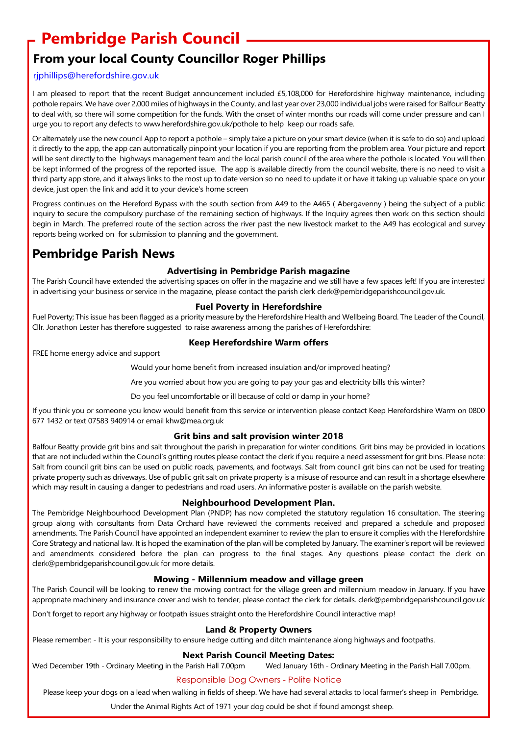# Pembridge Parish Council

## From your local County Councillor Roger Phillips

rjphillips@herefordshire.gov.uk

I am pleased to report that the recent Budget announcement included £5,108,000 for Herefordshire highway maintenance, including pothole repairs. We have over 2,000 miles of highways in the County, and last year over 23,000 individual jobs were raised for Balfour Beatty to deal with, so there will some competition for the funds. With the onset of winter months our roads will come under pressure and can I urge you to report any defects to www.herefordshire.gov.uk/pothole to help keep our roads safe.

Or alternately use the new council App to report a pothole – simply take a picture on your smart device (when it is safe to do so) and upload it directly to the app, the app can automatically pinpoint your location if you are reporting from the problem area. Your picture and report will be sent directly to the highways management team and the local parish council of the area where the pothole is located. You will then be kept informed of the progress of the reported issue. The app is available directly from the council website, there is no need to visit a third party app store, and it always links to the most up to date version so no need to update it or have it taking up valuable space on your device, just open the link and add it to your device's home screen

Progress continues on the Hereford Bypass with the south section from A49 to the A465 ( Abergavenny ) being the subject of a public inquiry to secure the compulsory purchase of the remaining section of highways. If the Inquiry agrees then work on this section should begin in March. The preferred route of the section across the river past the new livestock market to the A49 has ecological and survey reports being worked on for submission to planning and the government.

## Pembridge Parish News

### Advertising in Pembridge Parish magazine

The Parish Council have extended the advertising spaces on offer in the magazine and we still have a few spaces left! If you are interested in advertising your business or service in the magazine, please contact the parish clerk clerk@pembridgeparishcouncil.gov.uk.

### Fuel Poverty in Herefordshire

Fuel Poverty; This issue has been flagged as a priority measure by the Herefordshire Health and Wellbeing Board. The Leader of the Council, Cllr. Jonathon Lester has therefore suggested to raise awareness among the parishes of Herefordshire:

### Keep Herefordshire Warm offers

FREE home energy advice and support

Would your home benefit from increased insulation and/or improved heating?

Are you worried about how you are going to pay your gas and electricity bills this winter?

Do you feel uncomfortable or ill because of cold or damp in your home?

If you think you or someone you know would benefit from this service or intervention please contact Keep Herefordshire Warm on 0800 677 1432 or text 07583 940914 or email khw@mea.org.uk

### Grit bins and salt provision winter 2018

Balfour Beatty provide grit bins and salt throughout the parish in preparation for winter conditions. Grit bins may be provided in locations that are not included within the Council's gritting routes please contact the clerk if you require a need assessment for grit bins. Please note: Salt from council grit bins can be used on public roads, pavements, and footways. Salt from council grit bins can not be used for treating private property such as driveways. Use of public grit salt on private property is a misuse of resource and can result in a shortage elsewhere which may result in causing a danger to pedestrians and road users. An informative poster is available on the parish website.

### Neighbourhood Development Plan.

The Pembridge Neighbourhood Development Plan (PNDP) has now completed the statutory regulation 16 consultation. The steering group along with consultants from Data Orchard have reviewed the comments received and prepared a schedule and proposed amendments. The Parish Council have appointed an independent examiner to review the plan to ensure it complies with the Herefordshire Core Strategy and national law. It is hoped the examination of the plan will be completed by January. The examiner's report will be reviewed and amendments considered before the plan can progress to the final stages. Any questions please contact the clerk on clerk@pembridgeparishcouncil.gov.uk for more details.

### Mowing - Millennium meadow and village green

The Parish Council will be looking to renew the mowing contract for the village green and millennium meadow in January. If you have appropriate machinery and insurance cover and wish to tender, please contact the clerk for details. clerk@pembridgeparishcouncil.gov.uk

Don't forget to report any highway or footpath issues straight onto the Herefordshire Council interactive map!

### Land & Property Owners

Please remember: - It is your responsibility to ensure hedge cutting and ditch maintenance along highways and footpaths.

### Next Parish Council Meeting Dates:

Wed December 19th - Ordinary Meeting in the Parish Hall 7.00pm Wed January 16th - Ordinary Meeting in the Parish Hall 7.00pm.

### Responsible Dog Owners - Polite Notice

Please keep your dogs on a lead when walking in fields of sheep. We have had several attacks to local farmer's sheep in Pembridge.

Under the Animal Rights Act of 1971 your dog could be shot if found amongst sheep.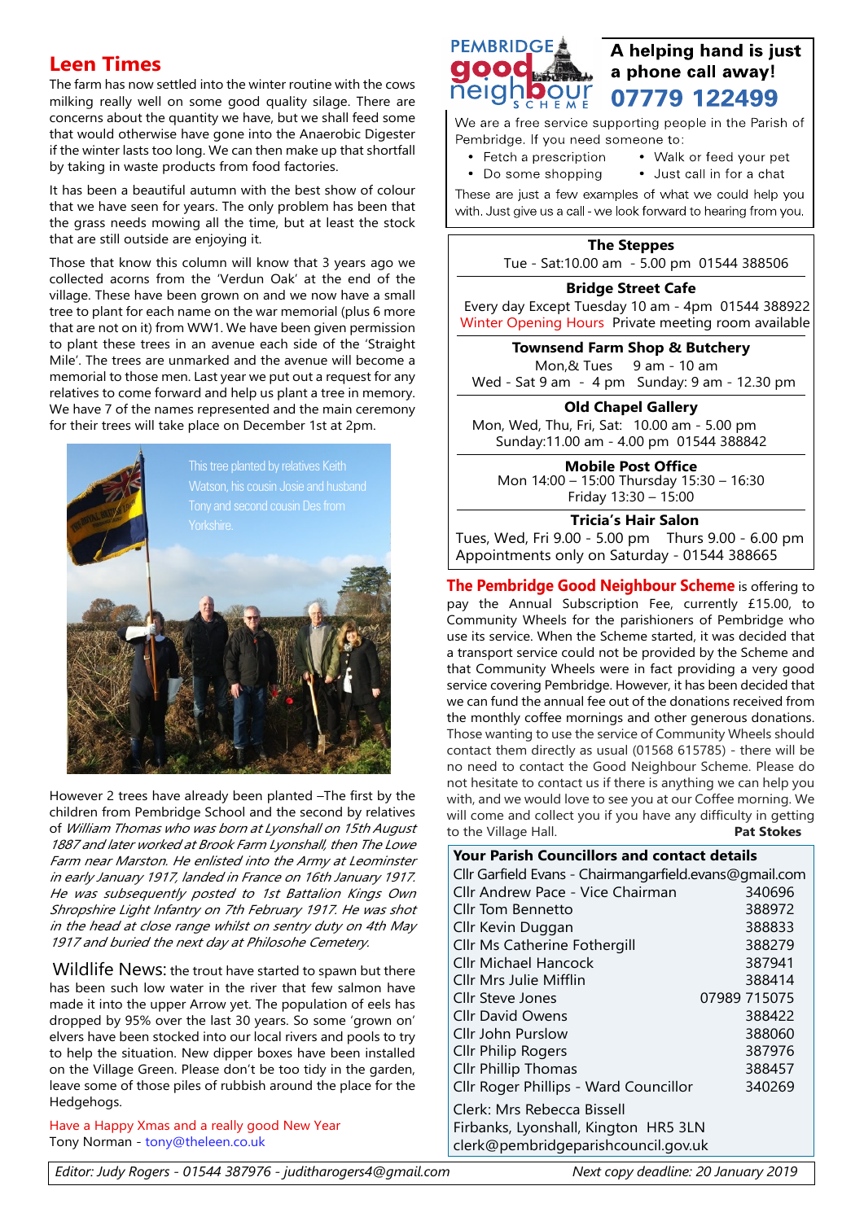## Leen Times

The farm has now settled into the winter routine with the cows milking really well on some good quality silage. There are concerns about the quantity we have, but we shall feed some that would otherwise have gone into the Anaerobic Digester if the winter lasts too long. We can then make up that shortfall by taking in waste products from food factories.

It has been a beautiful autumn with the best show of colour that we have seen for years. The only problem has been that the grass needs mowing all the time, but at least the stock that are still outside are enjoying it.

Those that know this column will know that 3 years ago we collected acorns from the 'Verdun Oak' at the end of the village. These have been grown on and we now have a small tree to plant for each name on the war memorial (plus 6 more that are not on it) from WW1. We have been given permission to plant these trees in an avenue each side of the 'Straight Mile'. The trees are unmarked and the avenue will become a memorial to those men. Last year we put out a request for any relatives to come forward and help us plant a tree in memory. We have 7 of the names represented and the main ceremony for their trees will take place on December 1st at 2pm.

This tree planted by relatives Keith Watson, his cousin Josie and husband Tony and second cousin Des from Yorkshire.

However 2 trees have already been planted –The first by the children from Pembridge School and the second by relatives of *William Thomas who was born at Lyonshall on 15th August 1887 and later worked at Brook Farm Lyonshall, then The Lowe Farm near Marston. He enlisted into the Army at Leominster in early January 1917, landed in France on 16th January 1917. He was subsequently posted to 1st Battalion Kings Own Shropshire Light Infantry on 7th February 1917. He was shot in the head at close range whilst on sentry duty on 4th May 1917 and buried the next day at Philosohe Cemetery.*

Wildlife News: the trout have started to spawn but there has been such low water in the river that few salmon have made it into the upper Arrow yet. The population of eels has dropped by 95% over the last 30 years. So some 'grown on' elvers have been stocked into our local rivers and pools to try to help the situation. New dipper boxes have been installed on the Village Green. Please don't be too tidy in the garden, leave some of those piles of rubbish around the place for the Hedgehogs.

Have a Happy Xmas and a really good New Year
Tony Norman - tony@theleen.co.uk

---

**PEMBRIDGE good neighbour SCHEME**

**A helping hand is just a phone call away!**
**07779 122499**

We are a free service supporting people in the Parish of Pembridge. If you need someone to:

- Fetch a prescription
- Walk or feed your pet
- Do some shopping
- Just call in for a chat

These are just a few examples of what we could help you with. Just give us a call - we look forward to hearing from you.

---

**The Steppes**
Tue - Sat:10.00 am - 5.00 pm 01544 388506

**Bridge Street Cafe**
Every day Except Tuesday 10 am - 4pm 01544 388922
Winter Opening Hours Private meeting room available

**Townsend Farm Shop & Butchery**
Mon,& Tues 9 am - 10 am
Wed - Sat 9 am - 4 pm Sunday: 9 am - 12.30 pm

**Old Chapel Gallery**
Mon, Wed, Thu, Fri, Sat: 10.00 am - 5.00 pm
Sunday:11.00 am - 4.00 pm 01544 388842

**Mobile Post Office**
Mon 14:00 – 15:00 Thursday 15:30 – 16:30
Friday 13:30 – 15:00

**Tricia's Hair Salon**
Tues, Wed, Fri 9.00 - 5.00 pm Thurs 9.00 - 6.00 pm
Appointments only on Saturday - 01544 388665

---

**The Pembridge Good Neighbour Scheme** is offering to pay the Annual Subscription Fee, currently £15.00, to Community Wheels for the parishioners of Pembridge who use its service. When the Scheme started, it was decided that a transport service could not be provided by the Scheme and that Community Wheels were in fact providing a very good service covering Pembridge. However, it has been decided that we can fund the annual fee out of the donations received from the monthly coffee mornings and other generous donations. Those wanting to use the service of Community Wheels should contact them directly as usual (01568 615785) - there will be no need to contact the Good Neighbour Scheme. Please do not hesitate to contact us if there is anything we can help you with, and we would love to see you at our Coffee morning. We will come and collect you if you have any difficulty in getting to the Village Hall.

**Pat Stokes**

---

**Your Parish Councillors and contact details**

| | |
|---|---|
| Cllr Garfield Evans - Chairmangarfield.evans@gmail.com | |
| Cllr Andrew Pace - Vice Chairman | 340696 |
| Cllr Tom Bennetto | 388972 |
| Cllr Kevin Duggan | 388833 |
| Cllr Ms Catherine Fothergill | 388279 |
| Cllr Michael Hancock | 387941 |
| Cllr Mrs Julie Mifflin | 388414 |
| Cllr Steve Jones | 07989 715075 |
| Cllr David Owens | 388422 |
| Cllr John Purslow | 388060 |
| Cllr Philip Rogers | 387976 |
| Cllr Phillip Thomas | 388457 |
| Cllr Roger Phillips - Ward Councillor | 340269 |

Clerk: Mrs Rebecca Bissell
Firbanks, Lyonshall, Kington HR5 3LN
clerk@pembridgeparishcouncil.gov.uk

---

*Editor: Judy Rogers - 01544 387976 - juditharogers4@gmail.com* *Next copy deadline: 20 January 2019*